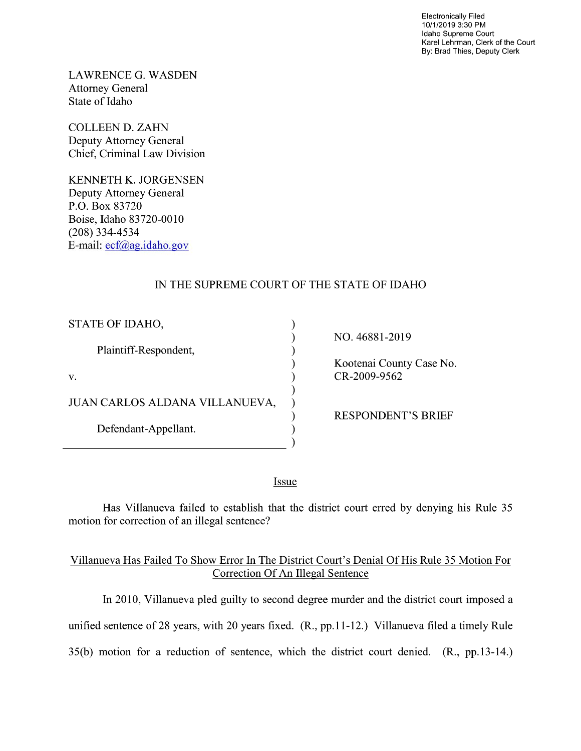Electronically Filed
10/1/2019 3:30 PM
Idaho Supreme Court
Karel Lehrman, Clerk of the Court
By: Brad Thies, Deputy Clerk

LAWRENCE G. WASDEN
Attorney General
State of Idaho

COLLEEN D. ZAHN
Deputy Attorney General
Chief, Criminal Law Division

KENNETH K. JORGENSEN
Deputy Attorney General
P.O. Box 83720
Boise, Idaho 83720-0010
(208) 334-4534
E-mail: ecf@ag.idaho.gov

IN THE SUPREME COURT OF THE STATE OF IDAHO

| | |
|---|---|
| STATE OF IDAHO, | NO. 46881-2019 |
| Plaintiff-Respondent, | Kootenai County Case No. CR-2009-9562 |
| v. | |
| JUAN CARLOS ALDANA VILLANUEVA, | RESPONDENT'S BRIEF |
| Defendant-Appellant. | |

## Issue

Has Villanueva failed to establish that the district court erred by denying his Rule 35 motion for correction of an illegal sentence?

## Villanueva Has Failed To Show Error In The District Court's Denial Of His Rule 35 Motion For Correction Of An Illegal Sentence

In 2010, Villanueva pled guilty to second degree murder and the district court imposed a unified sentence of 28 years, with 20 years fixed. (R., pp.11-12.) Villanueva filed a timely Rule 35(b) motion for a reduction of sentence, which the district court denied. (R., pp.13-14.)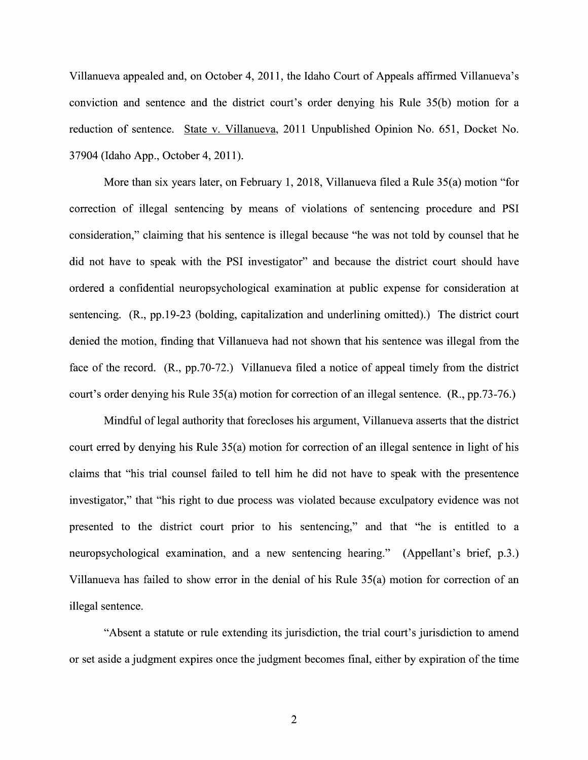Villanueva appealed and, on October 4, 2011, the Idaho Court of Appeals affirmed Villanueva's conviction and sentence and the district court's order denying his Rule 35(b) motion for a reduction of sentence. State v. Villanueva, 2011 Unpublished Opinion No. 651, Docket No. 37904 (Idaho App., October 4, 2011).

More than six years later, on February 1, 2018, Villanueva filed a Rule 35(a) motion "for correction of illegal sentencing by means of violations of sentencing procedure and PSI consideration," claiming that his sentence is illegal because "he was not told by counsel that he did not have to speak with the PSI investigator" and because the district court should have ordered a confidential neuropsychological examination at public expense for consideration at sentencing. (R., pp.19-23 (bolding, capitalization and underlining omitted).) The district court denied the motion, finding that Villanueva had not shown that his sentence was illegal from the face of the record. (R., pp.70-72.) Villanueva filed a notice of appeal timely from the district court's order denying his Rule 35(a) motion for correction of an illegal sentence. (R., pp.73-76.)

Mindful of legal authority that forecloses his argument, Villanueva asserts that the district court erred by denying his Rule 35(a) motion for correction of an illegal sentence in light of his claims that "his trial counsel failed to tell him he did not have to speak with the presentence investigator," that "his right to due process was violated because exculpatory evidence was not presented to the district court prior to his sentencing," and that "he is entitled to a neuropsychological examination, and a new sentencing hearing." (Appellant's brief, p.3.) Villanueva has failed to show error in the denial of his Rule 35(a) motion for correction of an illegal sentence.

"Absent a statute or rule extending its jurisdiction, the trial court's jurisdiction to amend or set aside a judgment expires once the judgment becomes final, either by expiration of the time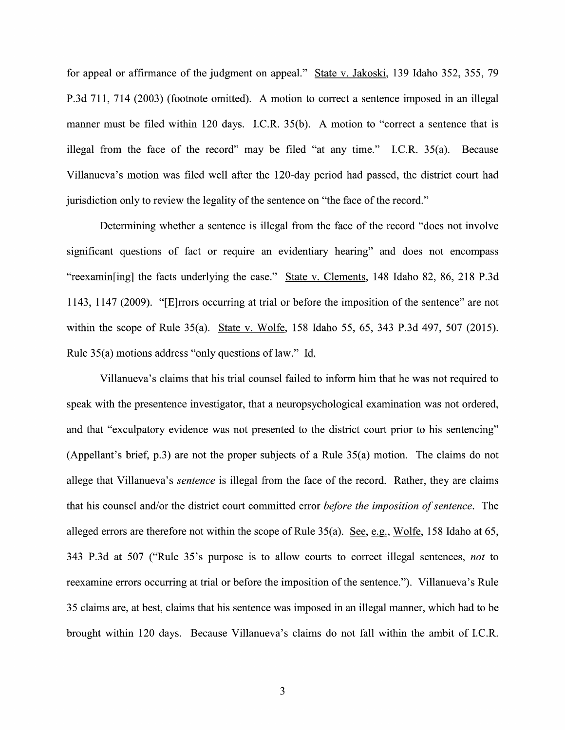for appeal or affirmance of the judgment on appeal." State v. Jakoski, 139 Idaho 352, 355, 79 P.3d 711, 714 (2003) (footnote omitted). A motion to correct a sentence imposed in an illegal manner must be filed within 120 days. I.C.R. 35(b). A motion to "correct a sentence that is illegal from the face of the record" may be filed "at any time." I.C.R. 35(a). Because Villanueva's motion was filed well after the 120-day period had passed, the district court had jurisdiction only to review the legality of the sentence on "the face of the record."

Determining whether a sentence is illegal from the face of the record "does not involve significant questions of fact or require an evidentiary hearing" and does not encompass "reexamin[ing] the facts underlying the case." State v. Clements, 148 Idaho 82, 86, 218 P.3d 1143, 1147 (2009). "[E]rrors occurring at trial or before the imposition of the sentence" are not within the scope of Rule 35(a). State v. Wolfe, 158 Idaho 55, 65, 343 P.3d 497, 507 (2015). Rule 35(a) motions address "only questions of law." Id.

Villanueva's claims that his trial counsel failed to inform him that he was not required to speak with the presentence investigator, that a neuropsychological examination was not ordered, and that "exculpatory evidence was not presented to the district court prior to his sentencing" (Appellant's brief, p.3) are not the proper subjects of a Rule 35(a) motion. The claims do not allege that Villanueva's *sentence* is illegal from the face of the record. Rather, they are claims that his counsel and/or the district court committed error *before the imposition of sentence*. The alleged errors are therefore not within the scope of Rule 35(a). See, e.g., Wolfe, 158 Idaho at 65, 343 P.3d at 507 ("Rule 35's purpose is to allow courts to correct illegal sentences, *not* to reexamine errors occurring at trial or before the imposition of the sentence."). Villanueva's Rule 35 claims are, at best, claims that his sentence was imposed in an illegal manner, which had to be brought within 120 days. Because Villanueva's claims do not fall within the ambit of I.C.R.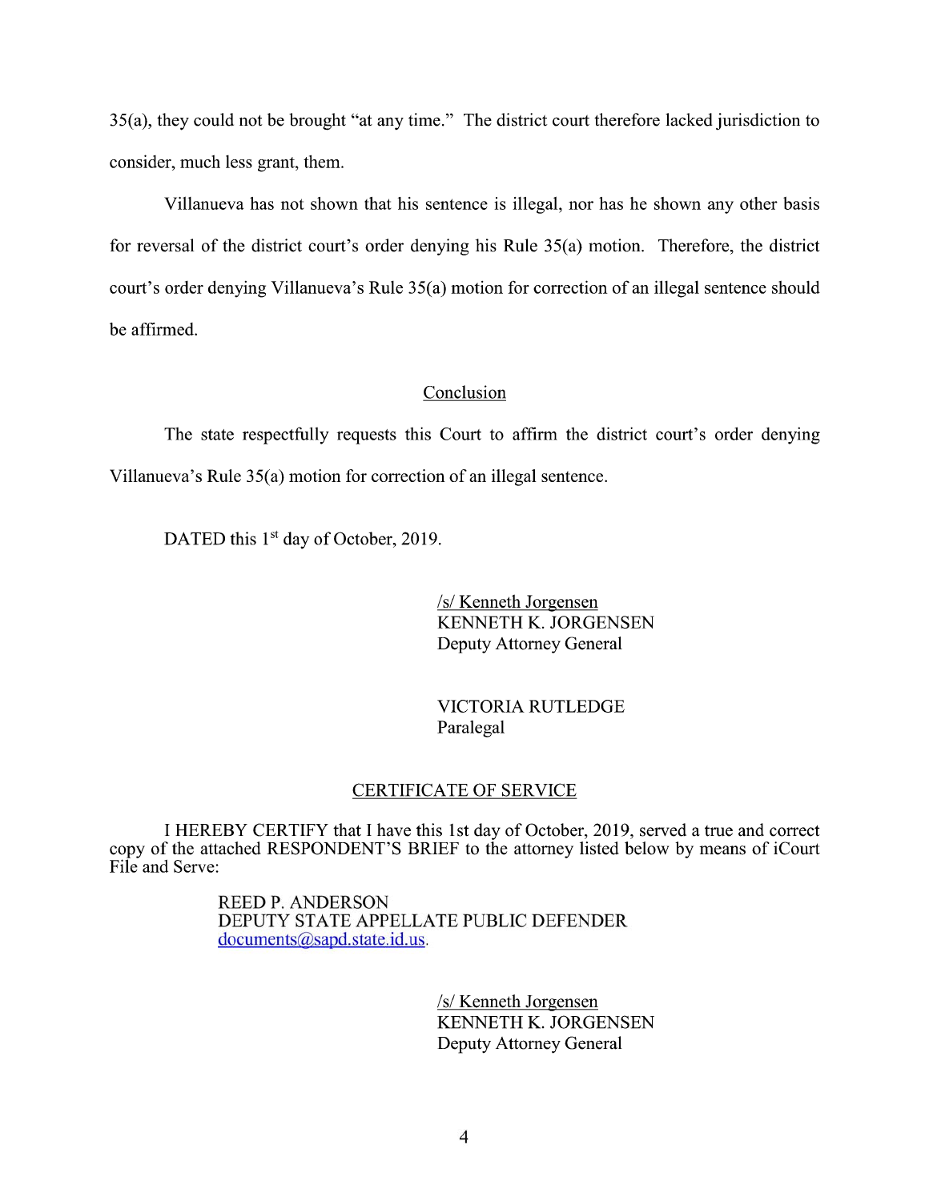35(a), they could not be brought "at any time." The district court therefore lacked jurisdiction to consider, much less grant, them.

Villanueva has not shown that his sentence is illegal, nor has he shown any other basis for reversal of the district court's order denying his Rule 35(a) motion. Therefore, the district court's order denying Villanueva's Rule 35(a) motion for correction of an illegal sentence should be affirmed.

## Conclusion

The state respectfully requests this Court to affirm the district court's order denying Villanueva's Rule 35(a) motion for correction of an illegal sentence.

DATED this 1st day of October, 2019.

/s/ Kenneth Jorgensen
KENNETH K. JORGENSEN
Deputy Attorney General

VICTORIA RUTLEDGE
Paralegal

## CERTIFICATE OF SERVICE

I HEREBY CERTIFY that I have this 1st day of October, 2019, served a true and correct copy of the attached RESPONDENT'S BRIEF to the attorney listed below by means of iCourt File and Serve:

REED P. ANDERSON
DEPUTY STATE APPELLATE PUBLIC DEFENDER
documents@sapd.state.id.us.

/s/ Kenneth Jorgensen
KENNETH K. JORGENSEN
Deputy Attorney General